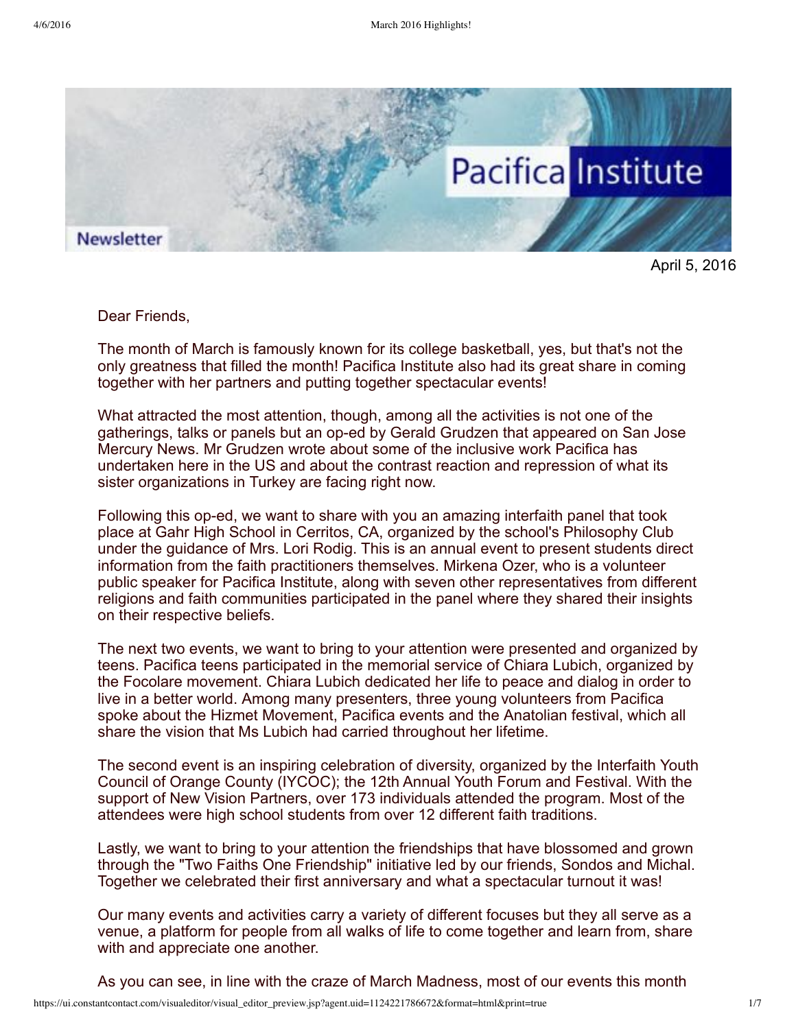Pacifica Institute

Newsletter

April 5, 2016

Dear Friends,

The month of March is famously known for its college basketball, yes, but that's not the only greatness that filled the month! Pacifica Institute also had its great share in coming together with her partners and putting together spectacular events!

What attracted the most attention, though, among all the activities is not one of the gatherings, talks or panels but an op-ed by Gerald Grudzen that appeared on San Jose Mercury News. Mr Grudzen wrote about some of the inclusive work Pacifica has undertaken here in the US and about the contrast reaction and repression of what its sister organizations in Turkey are facing right now.

Following this op-ed, we want to share with you an amazing interfaith panel that took place at Gahr High School in Cerritos, CA, organized by the school's Philosophy Club under the guidance of Mrs. Lori Rodig. This is an annual event to present students direct information from the faith practitioners themselves. Mirkena Ozer, who is a volunteer public speaker for Pacifica Institute, along with seven other representatives from different religions and faith communities participated in the panel where they shared their insights on their respective beliefs.

The next two events, we want to bring to your attention were presented and organized by teens. Pacifica teens participated in the memorial service of Chiara Lubich, organized by the Focolare movement. Chiara Lubich dedicated her life to peace and dialog in order to live in a better world. Among many presenters, three young volunteers from Pacifica spoke about the Hizmet Movement, Pacifica events and the Anatolian festival, which all share the vision that Ms Lubich had carried throughout her lifetime.

The second event is an inspiring celebration of diversity, organized by the Interfaith Youth Council of Orange County (IYCOC); the 12th Annual Youth Forum and Festival. With the support of New Vision Partners, over 173 individuals attended the program. Most of the attendees were high school students from over 12 different faith traditions.

Lastly, we want to bring to your attention the friendships that have blossomed and grown through the "Two Faiths One Friendship" initiative led by our friends, Sondos and Michal. Together we celebrated their first anniversary and what a spectacular turnout it was!

Our many events and activities carry a variety of different focuses but they all serve as a venue, a platform for people from all walks of life to come together and learn from, share with and appreciate one another.

As you can see, in line with the craze of March Madness, most of our events this month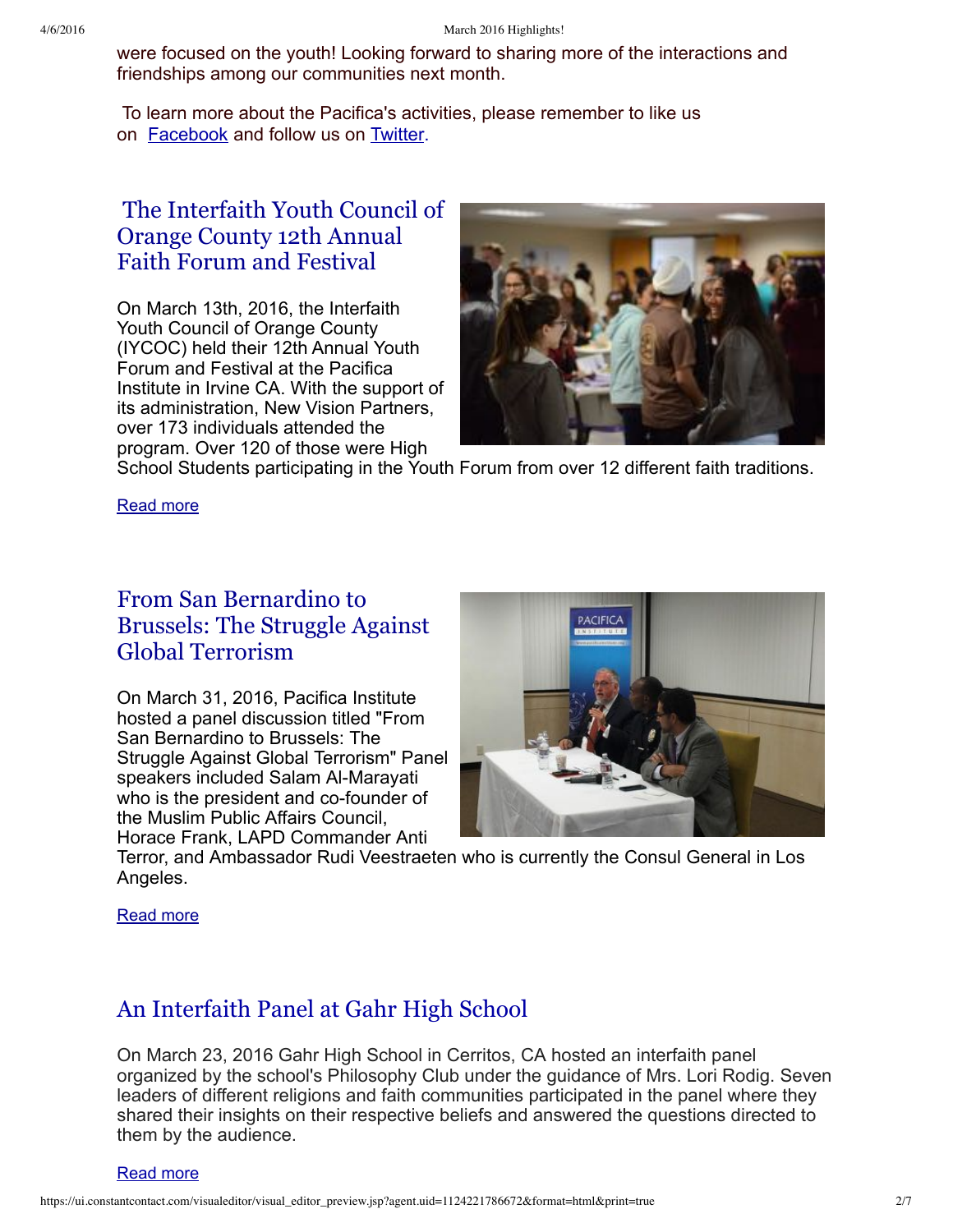were focused on the youth! Looking forward to sharing more of the interactions and friendships among our communities next month.

To learn more about the Pacifica's activities, please remember to like us on [Facebook] and follow us on [Twitter].

## The Interfaith Youth Council of Orange County 12th Annual Faith Forum and Festival

On March 13th, 2016, the Interfaith Youth Council of Orange County (IYCOC) held their 12th Annual Youth Forum and Festival at the Pacifica Institute in Irvine CA. With the support of its administration, New Vision Partners, over 173 individuals attended the program. Over 120 of those were High School Students participating in the Youth Forum from over 12 different faith traditions.

Read more

## From San Bernardino to Brussels: The Struggle Against Global Terrorism

On March 31, 2016, Pacifica Institute hosted a panel discussion titled "From San Bernardino to Brussels: The Struggle Against Global Terrorism" Panel speakers included Salam Al-Marayati who is the president and co-founder of the Muslim Public Affairs Council, Horace Frank, LAPD Commander Anti Terror, and Ambassador Rudi Veestraeten who is currently the Consul General in Los Angeles.

Read more

## An Interfaith Panel at Gahr High School

On March 23, 2016 Gahr High School in Cerritos, CA hosted an interfaith panel organized by the school's Philosophy Club under the guidance of Mrs. Lori Rodig. Seven leaders of different religions and faith communities participated in the panel where they shared their insights on their respective beliefs and answered the questions directed to them by the audience.

Read more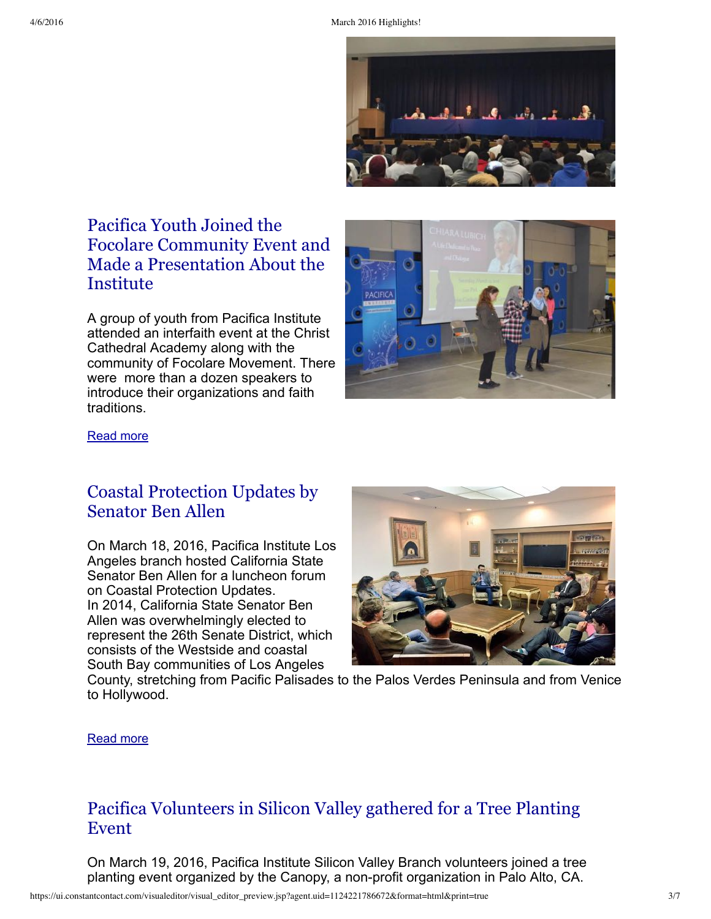## Pacifica Youth Joined the Focolare Community Event and Made a Presentation About the Institute

A group of youth from Pacifica Institute attended an interfaith event at the Christ Cathedral Academy along with the community of Focolare Movement. There were more than a dozen speakers to introduce their organizations and faith traditions.

Read more

## Coastal Protection Updates by Senator Ben Allen

On March 18, 2016, Pacifica Institute Los Angeles branch hosted California State Senator Ben Allen for a luncheon forum on Coastal Protection Updates.
In 2014, California State Senator Ben Allen was overwhelmingly elected to represent the 26th Senate District, which consists of the Westside and coastal South Bay communities of Los Angeles County, stretching from Pacific Palisades to the Palos Verdes Peninsula and from Venice to Hollywood.

Read more

## Pacifica Volunteers in Silicon Valley gathered for a Tree Planting Event

On March 19, 2016, Pacifica Institute Silicon Valley Branch volunteers joined a tree planting event organized by the Canopy, a non-profit organization in Palo Alto, CA.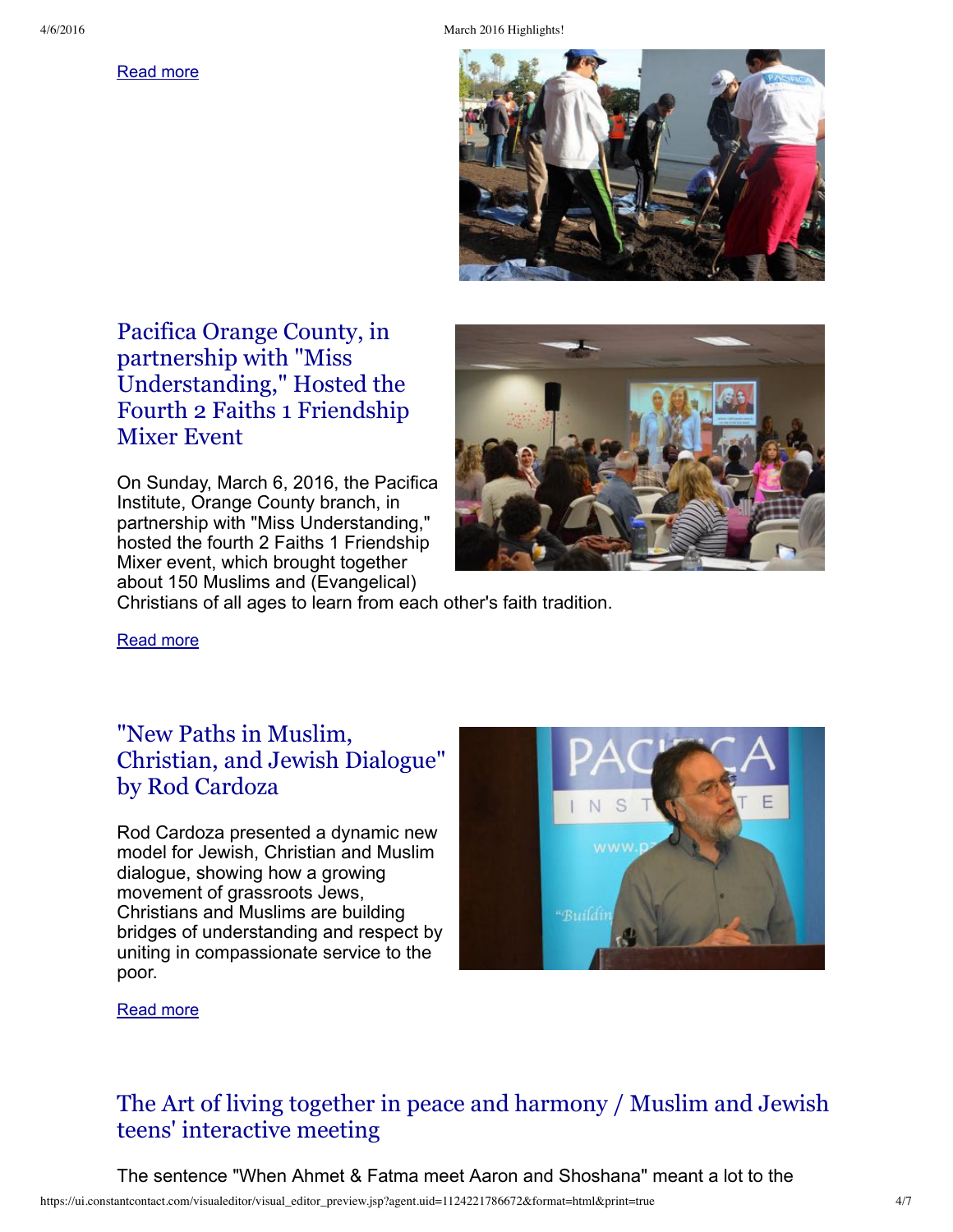Read more

## Pacifica Orange County, in partnership with "Miss Understanding," Hosted the Fourth 2 Faiths 1 Friendship Mixer Event

On Sunday, March 6, 2016, the Pacifica Institute, Orange County branch, in partnership with "Miss Understanding," hosted the fourth 2 Faiths 1 Friendship Mixer event, which brought together about 150 Muslims and (Evangelical) Christians of all ages to learn from each other's faith tradition.

Read more

## "New Paths in Muslim, Christian, and Jewish Dialogue" by Rod Cardoza

Rod Cardoza presented a dynamic new model for Jewish, Christian and Muslim dialogue, showing how a growing movement of grassroots Jews, Christians and Muslims are building bridges of understanding and respect by uniting in compassionate service to the poor.

Read more

## The Art of living together in peace and harmony / Muslim and Jewish teens' interactive meeting

The sentence "When Ahmet & Fatma meet Aaron and Shoshana" meant a lot to the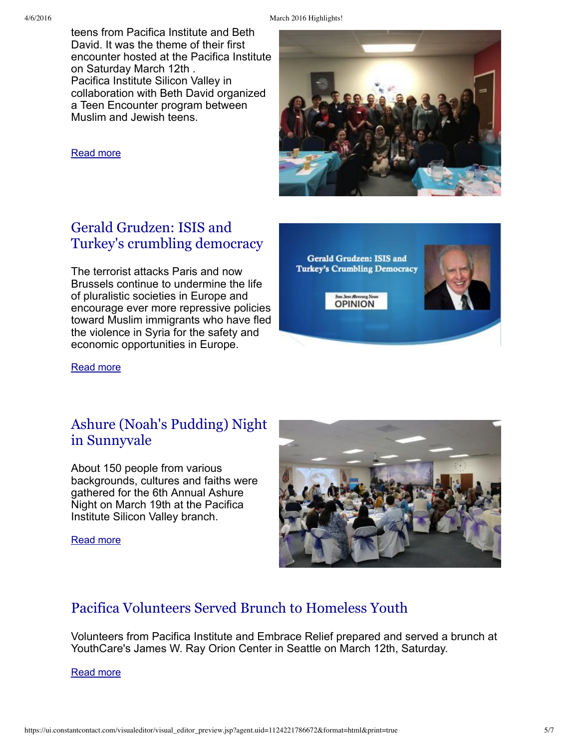teens from Pacifica Institute and Beth David. It was the theme of their first encounter hosted at the Pacifica Institute on Saturday March 12th .
Pacifica Institute Silicon Valley in collaboration with Beth David organized a Teen Encounter program between Muslim and Jewish teens.

Read more

## Gerald Grudzen: ISIS and Turkey's crumbling democracy

The terrorist attacks Paris and now Brussels continue to undermine the life of pluralistic societies in Europe and encourage ever more repressive policies toward Muslim immigrants who have fled the violence in Syria for the safety and economic opportunities in Europe.

Read more

## Ashure (Noah's Pudding) Night in Sunnyvale

About 150 people from various backgrounds, cultures and faiths were gathered for the 6th Annual Ashure Night on March 19th at the Pacifica Institute Silicon Valley branch.

Read more

## Pacifica Volunteers Served Brunch to Homeless Youth

Volunteers from Pacifica Institute and Embrace Relief prepared and served a brunch at YouthCare's James W. Ray Orion Center in Seattle on March 12th, Saturday.

Read more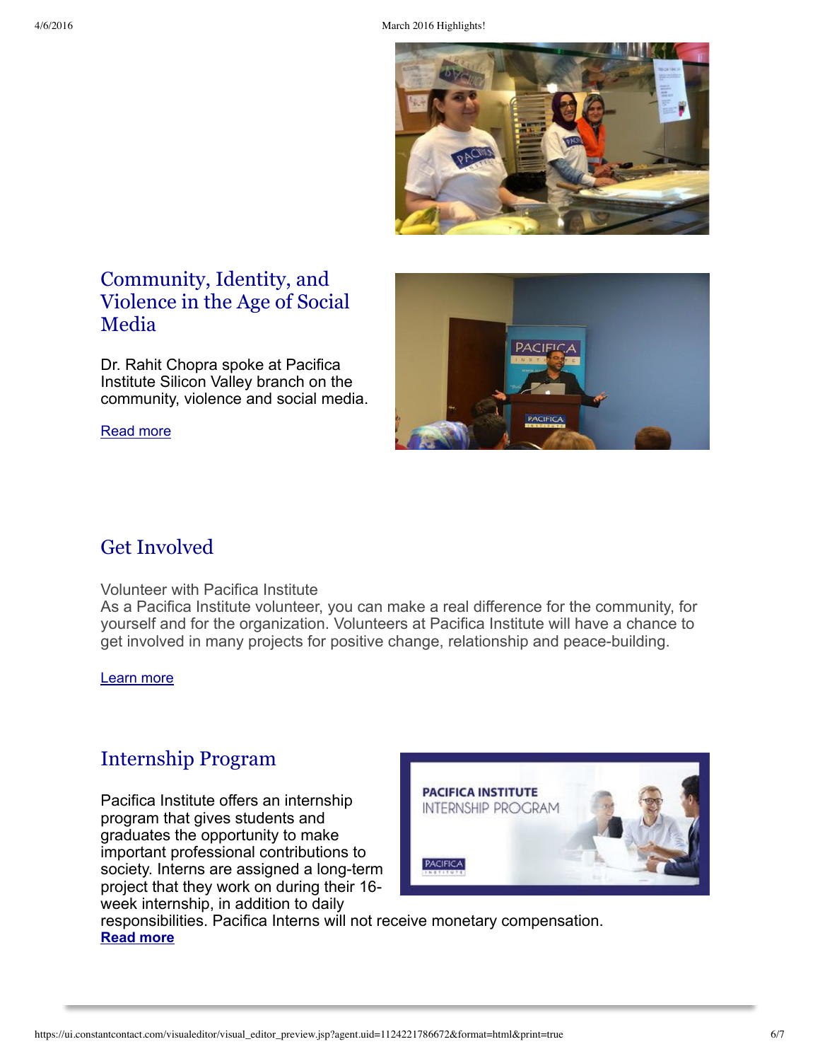## Community, Identity, and Violence in the Age of Social Media

Dr. Rahit Chopra spoke at Pacifica Institute Silicon Valley branch on the community, violence and social media.

Read more

## Get Involved

Volunteer with Pacifica Institute
As a Pacifica Institute volunteer, you can make a real difference for the community, for yourself and for the organization. Volunteers at Pacifica Institute will have a chance to get involved in many projects for positive change, relationship and peace-building.

Learn more

## Internship Program

Pacifica Institute offers an internship program that gives students and graduates the opportunity to make important professional contributions to society. Interns are assigned a long-term project that they work on during their 16-week internship, in addition to daily responsibilities. Pacifica Interns will not receive monetary compensation.
**Read more**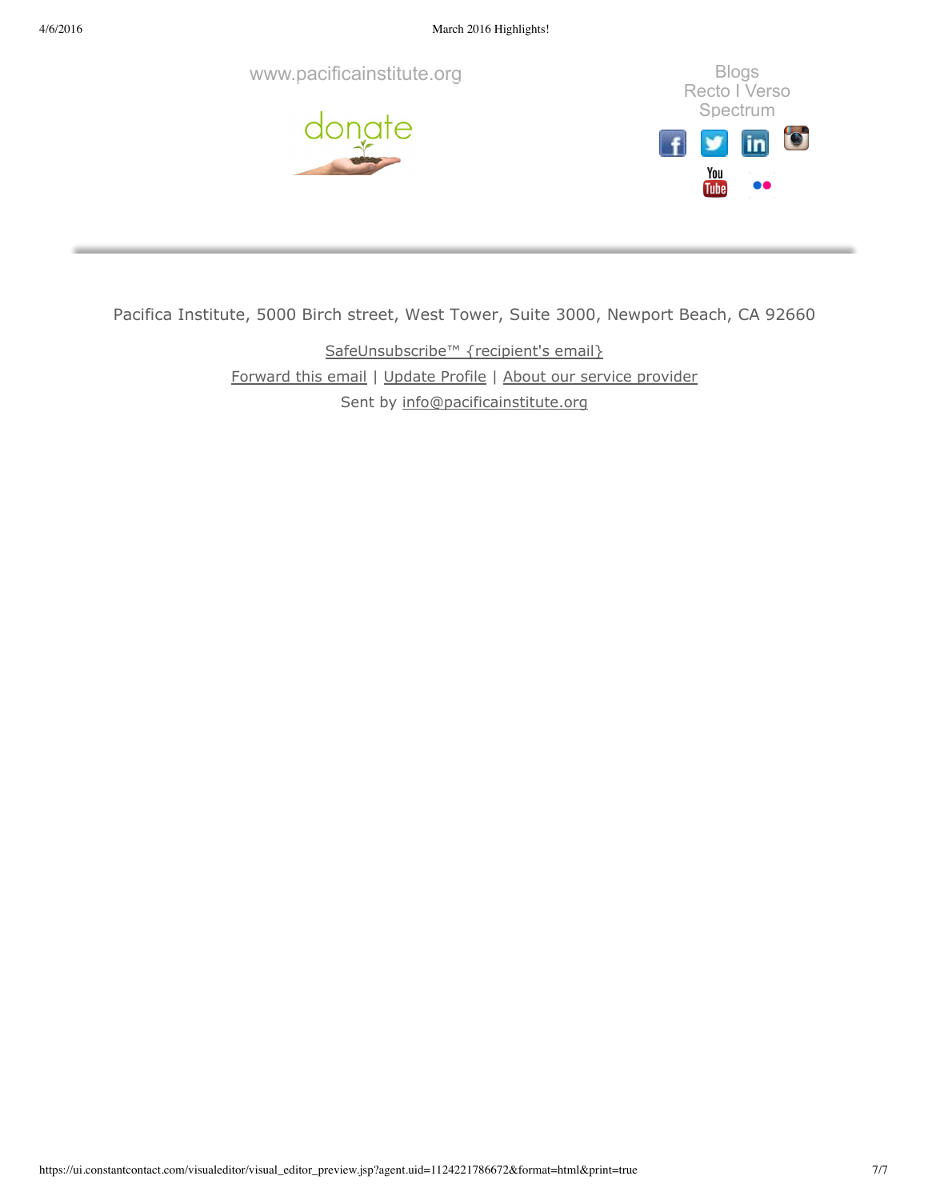www.pacificainstitute.org

donate

Blogs
Recto I Verso
Spectrum

Pacifica Institute, 5000 Birch street, West Tower, Suite 3000, Newport Beach, CA 92660

SafeUnsubscribe™ {recipient's email}

Forward this email | Update Profile | About our service provider

Sent by info@pacificainstitute.org